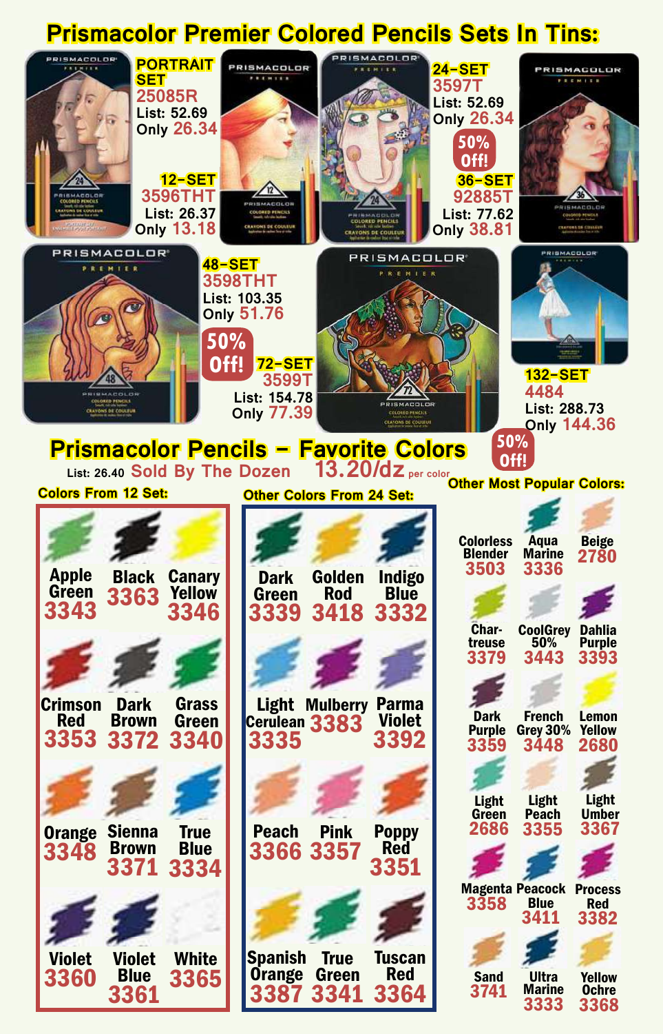# Prismacolor Premier Colored Pencils Sets In Tins:

**PORTRAIT SET**
25085R
List: 52.69
Only 26.34

**12-SET**
3596THT
List: 26.37
Only 13.18

**24-SET**
3597T
List: 52.69
Only 26.34

**50% Off!**

**36-SET**
92885T
List: 77.62
Only 38.81

**48-SET**
3598THT
List: 103.35
Only 51.76

**50% Off!**

**72-SET**
3599T
List: 154.78
Only 77.39

**132-SET**
4484
List: 288.73
Only 144.36

**50% Off!**

# Prismacolor Pencils – Favorite Colors

List: 26.40 Sold By The Dozen 13.20/dz per color

## Colors From 12 Set:

| Color | Number |
|---|---|
| Apple Green | 3343 |
| Black | 3363 |
| Canary Yellow | 3346 |
| Crimson Red | 3353 |
| Dark Brown | 3372 |
| Grass Green | 3340 |
| Orange | 3348 |
| Sienna Brown | 3371 |
| True Blue | 3334 |
| Violet | 3360 |
| Violet Blue | 3361 |
| White | 3365 |

## Other Colors From 24 Set:

| Color | Number |
|---|---|
| Dark Green | 3339 |
| Golden Rod | 3418 |
| Indigo Blue | 3332 |
| Light Cerulean | 3335 |
| Mulberry | 3383 |
| Parma Violet | 3392 |
| Peach | 3366 |
| Pink | 3357 |
| Poppy Red | 3351 |
| Spanish Orange | 3387 |
| True Green | 3341 |
| Tuscan Red | 3364 |

## Other Most Popular Colors:

| Color | Number |
|---|---|
| Colorless Blender | 3503 |
| Aqua Marine | 3336 |
| Beige | 2780 |
| Char-treuse | 3379 |
| CoolGrey 50% | 3443 |
| Dahlia Purple | 3393 |
| Dark Purple | 3359 |
| French Grey 30% | 3448 |
| Lemon Yellow | 2680 |
| Light Green | 2686 |
| Light Peach | 3355 |
| Light Umber | 3367 |
| Magenta | 3358 |
| Peacock Blue | 3411 |
| Process Red | 3382 |
| Sand | 3741 |
| Ultra Marine | 3333 |
| Yellow Ochre | 3368 |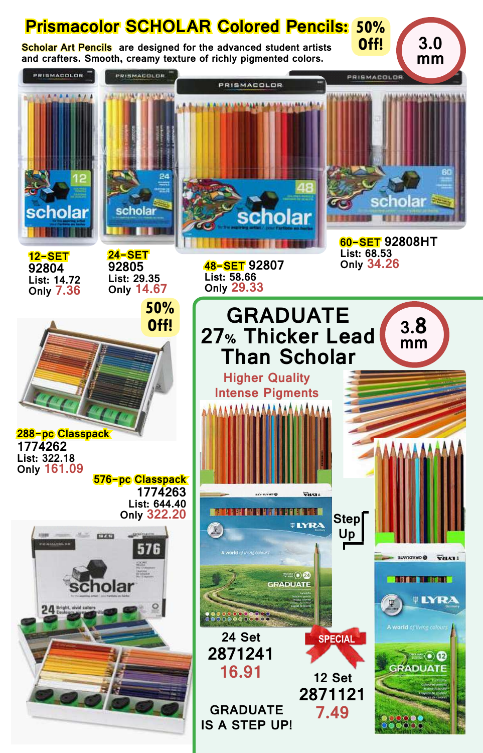# Prismacolor SCHOLAR Colored Pencils: 50% Off!

Scholar Art Pencils are designed for the advanced student artists and crafters. Smooth, creamy texture of richly pigmented colors.

3.0 mm

**12-SET** 92804
List: 14.72
Only 7.36

**24-SET** 92805
List: 29.35
Only 14.67

**48-SET** 92807
List: 58.66
Only 29.33

**60-SET** 92808HT
List: 68.53
Only 34.26

50% Off!

**288-pc Classpack**
1774262
List: 322.18
Only 161.09

**576-pc Classpack**
1774263
List: 644.40
Only 322.20

## GRADUATE
## 27% Thicker Lead Than Scholar

3.8 mm

Higher Quality
Intense Pigments

Step Up

24 Set
2871241
16.91

SPECIAL

12 Set
2871121
7.49

GRADUATE IS A STEP UP!